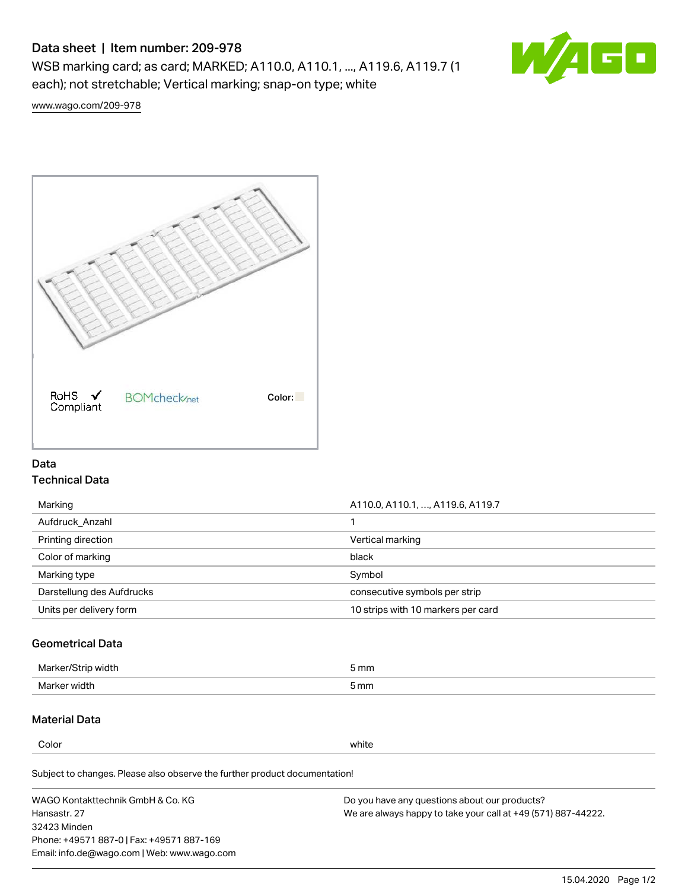# Data sheet | Item number: 209-978

WSB marking card; as card; MARKED; A110.0, A110.1, ..., A119.6, A119.7 (1 each); not stretchable; Vertical marking; snap-on type; white

www.wago.com/209-978

RoHS ✓ Compliant

BOMcheck.net

Color:

## Data

### Technical Data

| | |
|---|---|
| Marking | A110.0, A110.1, ..., A119.6, A119.7 |
| Aufdruck_Anzahl | 1 |
| Printing direction | Vertical marking |
| Color of marking | black |
| Marking type | Symbol |
| Darstellung des Aufdrucks | consecutive symbols per strip |
| Units per delivery form | 10 strips with 10 markers per card |

### Geometrical Data

| | |
|---|---|
| Marker/Strip width | 5 mm |
| Marker width | 5 mm |

### Material Data

| | |
|---|---|
| Color | white |

Subject to changes. Please also observe the further product documentation!

WAGO Kontakttechnik GmbH & Co. KG
Hansastr. 27
32423 Minden
Phone: +49571 887-0 | Fax: +49571 887-169
Email: info.de@wago.com | Web: www.wago.com

Do you have any questions about our products?
We are always happy to take your call at +49 (571) 887-44222.

15.04.2020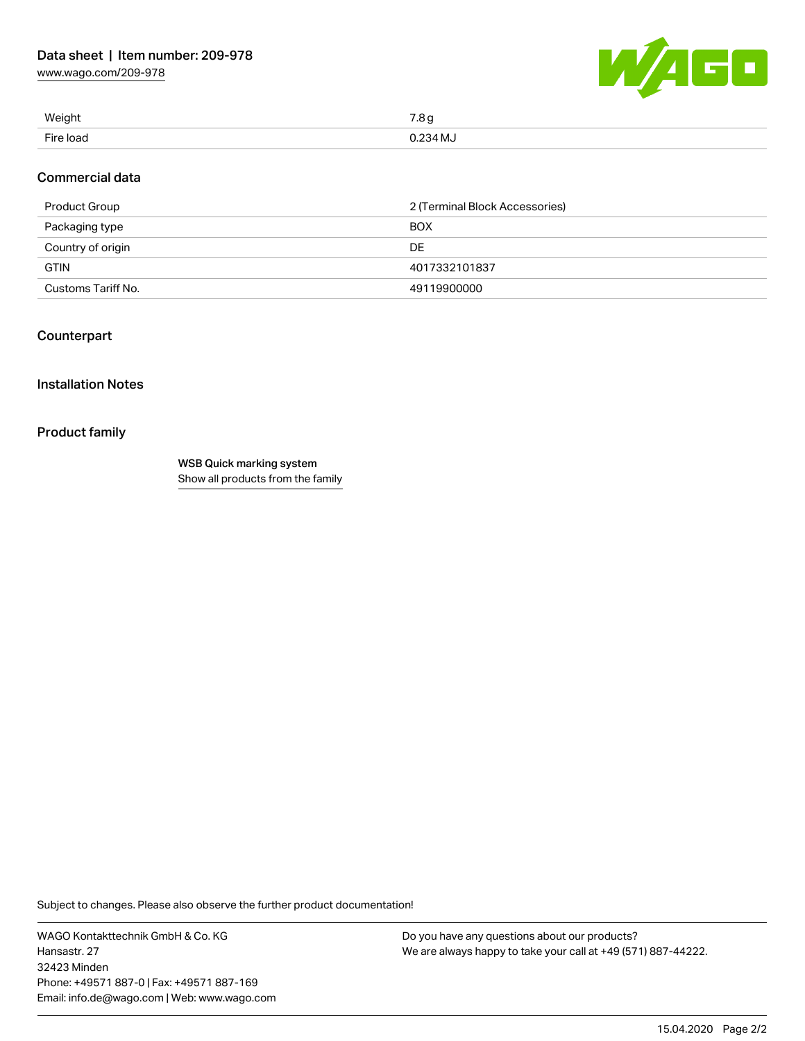| | |
|---|---|
| Weight | 7.8 g |
| Fire load | 0.234 MJ |

## Commercial data

| | |
|---|---|
| Product Group | 2 (Terminal Block Accessories) |
| Packaging type | BOX |
| Country of origin | DE |
| GTIN | 4017332101837 |
| Customs Tariff No. | 49119900000 |

## Counterpart

## Installation Notes

## Product family

**WSB Quick marking system**
Show all products from the family

Subject to changes. Please also observe the further product documentation!

WAGO Kontakttechnik GmbH & Co. KG
Hansastr. 27
32423 Minden
Phone: +49571 887-0 | Fax: +49571 887-169
Email: info.de@wago.com | Web: www.wago.com

Do you have any questions about our products?
We are always happy to take your call at +49 (571) 887-44222.